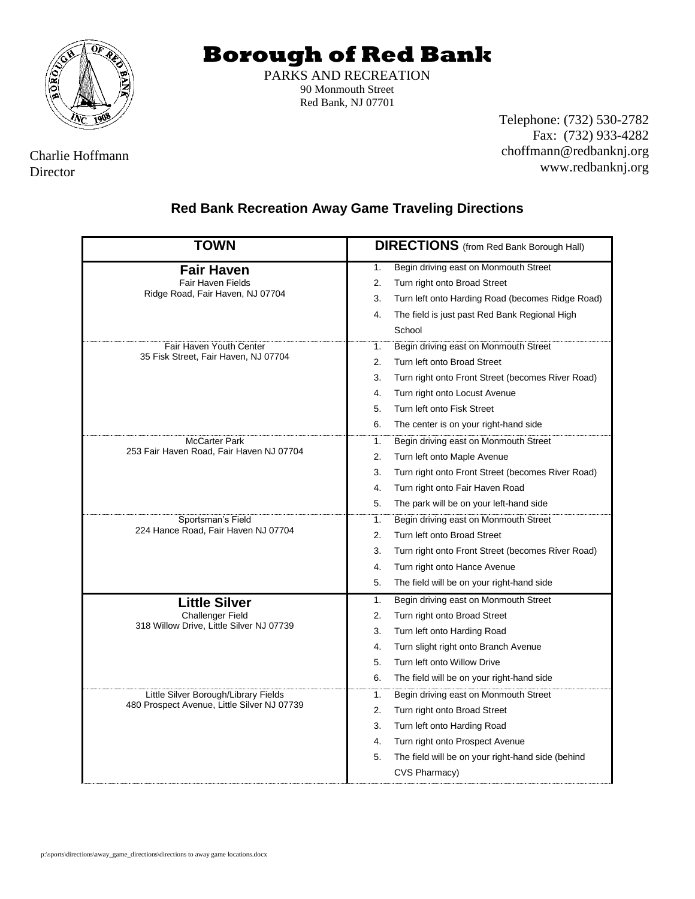# Borough of Red Bank

PARKS AND RECREATION
90 Monmouth Street
Red Bank, NJ 07701

Telephone: (732) 530-2782
Fax: (732) 933-4282
choffmann@redbanknj.org
www.redbanknj.org

Charlie Hoffmann
Director

## Red Bank Recreation Away Game Traveling Directions

| TOWN | DIRECTIONS (from Red Bank Borough Hall) |
|---|---|
| **Fair Haven**<br>Fair Haven Fields<br>Ridge Road, Fair Haven, NJ 07704 | 1. Begin driving east on Monmouth Street<br>2. Turn right onto Broad Street<br>3. Turn left onto Harding Road (becomes Ridge Road)<br>4. The field is just past Red Bank Regional High School |
| Fair Haven Youth Center<br>35 Fisk Street, Fair Haven, NJ 07704 | 1. Begin driving east on Monmouth Street<br>2. Turn left onto Broad Street<br>3. Turn right onto Front Street (becomes River Road)<br>4. Turn right onto Locust Avenue<br>5. Turn left onto Fisk Street<br>6. The center is on your right-hand side |
| McCarter Park<br>253 Fair Haven Road, Fair Haven NJ 07704 | 1. Begin driving east on Monmouth Street<br>2. Turn left onto Maple Avenue<br>3. Turn right onto Front Street (becomes River Road)<br>4. Turn right onto Fair Haven Road<br>5. The park will be on your left-hand side |
| Sportsman's Field<br>224 Hance Road, Fair Haven NJ 07704 | 1. Begin driving east on Monmouth Street<br>2. Turn left onto Broad Street<br>3. Turn right onto Front Street (becomes River Road)<br>4. Turn right onto Hance Avenue<br>5. The field will be on your right-hand side |
| **Little Silver**<br>Challenger Field<br>318 Willow Drive, Little Silver NJ 07739 | 1. Begin driving east on Monmouth Street<br>2. Turn right onto Broad Street<br>3. Turn left onto Harding Road<br>4. Turn slight right onto Branch Avenue<br>5. Turn left onto Willow Drive<br>6. The field will be on your right-hand side |
| Little Silver Borough/Library Fields<br>480 Prospect Avenue, Little Silver NJ 07739 | 1. Begin driving east on Monmouth Street<br>2. Turn right onto Broad Street<br>3. Turn left onto Harding Road<br>4. Turn right onto Prospect Avenue<br>5. The field will be on your right-hand side (behind CVS Pharmacy) |

p:\sports\directions\away_game_directions\directions to away game locations.docx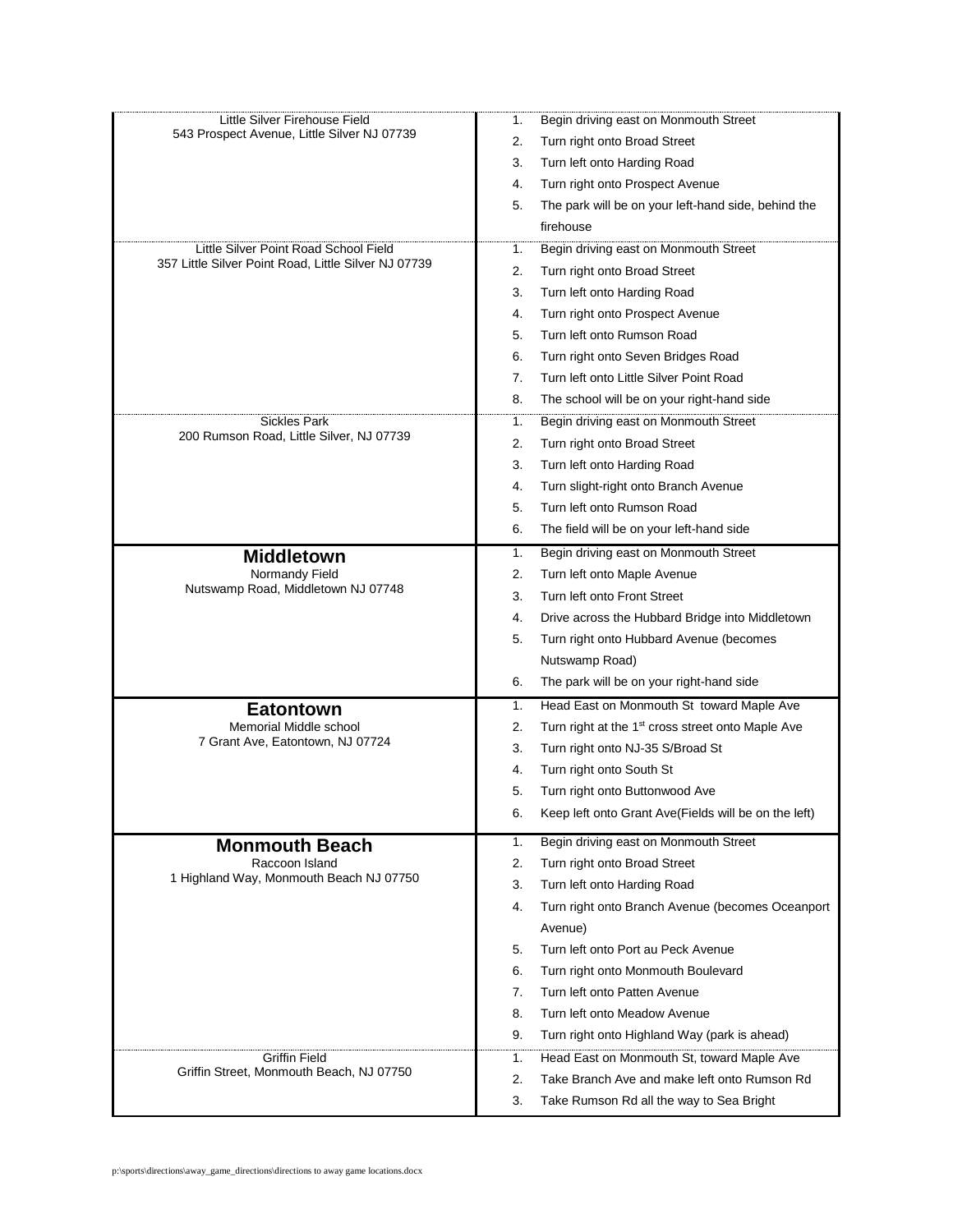| | |
|---|---|
| Little Silver Firehouse Field<br>543 Prospect Avenue, Little Silver NJ 07739 | 1. Begin driving east on Monmouth Street<br>2. Turn right onto Broad Street<br>3. Turn left onto Harding Road<br>4. Turn right onto Prospect Avenue<br>5. The park will be on your left-hand side, behind the firehouse |
| Little Silver Point Road School Field<br>357 Little Silver Point Road, Little Silver NJ 07739 | 1. Begin driving east on Monmouth Street<br>2. Turn right onto Broad Street<br>3. Turn left onto Harding Road<br>4. Turn right onto Prospect Avenue<br>5. Turn left onto Rumson Road<br>6. Turn right onto Seven Bridges Road<br>7. Turn left onto Little Silver Point Road<br>8. The school will be on your right-hand side |
| Sickles Park<br>200 Rumson Road, Little Silver, NJ 07739 | 1. Begin driving east on Monmouth Street<br>2. Turn right onto Broad Street<br>3. Turn left onto Harding Road<br>4. Turn slight-right onto Branch Avenue<br>5. Turn left onto Rumson Road<br>6. The field will be on your left-hand side |
| **Middletown**<br>Normandy Field<br>Nutswamp Road, Middletown NJ 07748 | 1. Begin driving east on Monmouth Street<br>2. Turn left onto Maple Avenue<br>3. Turn left onto Front Street<br>4. Drive across the Hubbard Bridge into Middletown<br>5. Turn right onto Hubbard Avenue (becomes Nutswamp Road)<br>6. The park will be on your right-hand side |
| **Eatontown**<br>Memorial Middle school<br>7 Grant Ave, Eatontown, NJ 07724 | 1. Head East on Monmouth St toward Maple Ave<br>2. Turn right at the 1st cross street onto Maple Ave<br>3. Turn right onto NJ-35 S/Broad St<br>4. Turn right onto South St<br>5. Turn right onto Buttonwood Ave<br>6. Keep left onto Grant Ave(Fields will be on the left) |
| **Monmouth Beach**<br>Raccoon Island<br>1 Highland Way, Monmouth Beach NJ 07750 | 1. Begin driving east on Monmouth Street<br>2. Turn right onto Broad Street<br>3. Turn left onto Harding Road<br>4. Turn right onto Branch Avenue (becomes Oceanport Avenue)<br>5. Turn left onto Port au Peck Avenue<br>6. Turn right onto Monmouth Boulevard<br>7. Turn left onto Patten Avenue<br>8. Turn left onto Meadow Avenue<br>9. Turn right onto Highland Way (park is ahead) |
| Griffin Field<br>Griffin Street, Monmouth Beach, NJ 07750 | 1. Head East on Monmouth St, toward Maple Ave<br>2. Take Branch Ave and make left onto Rumson Rd<br>3. Take Rumson Rd all the way to Sea Bright |

p:\sports\directions\away_game_directions\directions to away game locations.docx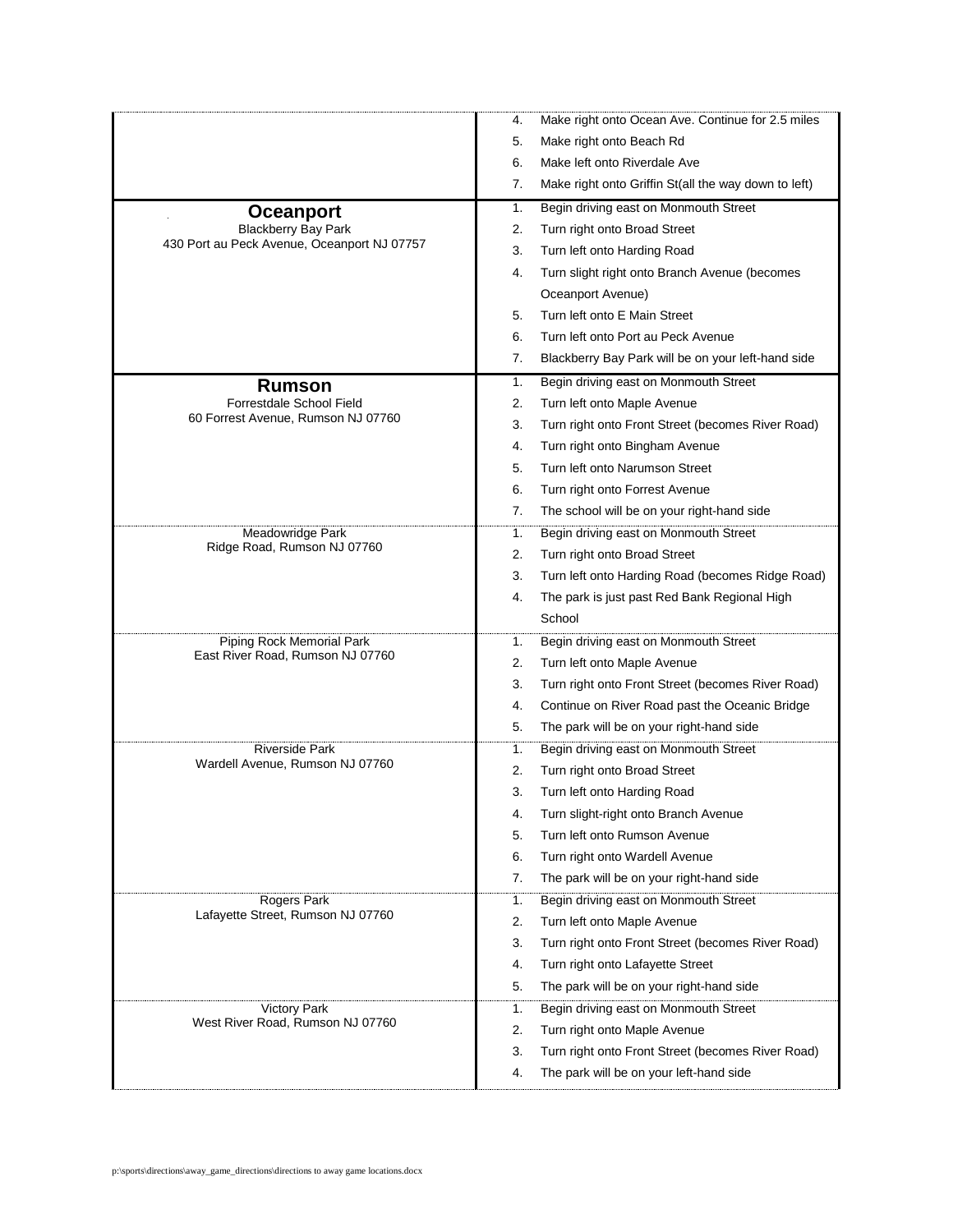| | |
|---|---|
| | 4. Make right onto Ocean Ave. Continue for 2.5 miles<br>5. Make right onto Beach Rd<br>6. Make left onto Riverdale Ave<br>7. Make right onto Griffin St(all the way down to left) |
| **Oceanport**<br>Blackberry Bay Park<br>430 Port au Peck Avenue, Oceanport NJ 07757 | 1. Begin driving east on Monmouth Street<br>2. Turn right onto Broad Street<br>3. Turn left onto Harding Road<br>4. Turn slight right onto Branch Avenue (becomes Oceanport Avenue)<br>5. Turn left onto E Main Street<br>6. Turn left onto Port au Peck Avenue<br>7. Blackberry Bay Park will be on your left-hand side |
| **Rumson**<br>Forrestdale School Field<br>60 Forrest Avenue, Rumson NJ 07760 | 1. Begin driving east on Monmouth Street<br>2. Turn left onto Maple Avenue<br>3. Turn right onto Front Street (becomes River Road)<br>4. Turn right onto Bingham Avenue<br>5. Turn left onto Narumson Street<br>6. Turn right onto Forrest Avenue<br>7. The school will be on your right-hand side |
| Meadowridge Park<br>Ridge Road, Rumson NJ 07760 | 1. Begin driving east on Monmouth Street<br>2. Turn right onto Broad Street<br>3. Turn left onto Harding Road (becomes Ridge Road)<br>4. The park is just past Red Bank Regional High School |
| Piping Rock Memorial Park<br>East River Road, Rumson NJ 07760 | 1. Begin driving east on Monmouth Street<br>2. Turn left onto Maple Avenue<br>3. Turn right onto Front Street (becomes River Road)<br>4. Continue on River Road past the Oceanic Bridge<br>5. The park will be on your right-hand side |
| Riverside Park<br>Wardell Avenue, Rumson NJ 07760 | 1. Begin driving east on Monmouth Street<br>2. Turn right onto Broad Street<br>3. Turn left onto Harding Road<br>4. Turn slight-right onto Branch Avenue<br>5. Turn left onto Rumson Avenue<br>6. Turn right onto Wardell Avenue<br>7. The park will be on your right-hand side |
| Rogers Park<br>Lafayette Street, Rumson NJ 07760 | 1. Begin driving east on Monmouth Street<br>2. Turn left onto Maple Avenue<br>3. Turn right onto Front Street (becomes River Road)<br>4. Turn right onto Lafayette Street<br>5. The park will be on your right-hand side |
| Victory Park<br>West River Road, Rumson NJ 07760 | 1. Begin driving east on Monmouth Street<br>2. Turn right onto Maple Avenue<br>3. Turn right onto Front Street (becomes River Road)<br>4. The park will be on your left-hand side |

p:\sports\directions\away_game_directions\directions to away game locations.docx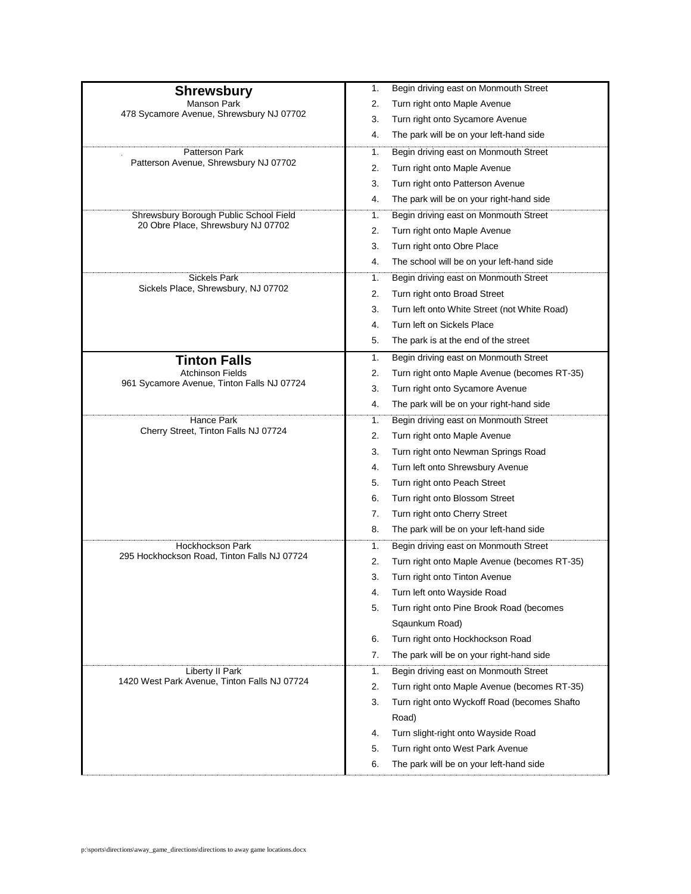| | |
|---|---|
| **Shrewsbury**<br>Manson Park<br>478 Sycamore Avenue, Shrewsbury NJ 07702 | 1. Begin driving east on Monmouth Street<br>2. Turn right onto Maple Avenue<br>3. Turn right onto Sycamore Avenue<br>4. The park will be on your left-hand side |
| Patterson Park<br>Patterson Avenue, Shrewsbury NJ 07702 | 1. Begin driving east on Monmouth Street<br>2. Turn right onto Maple Avenue<br>3. Turn right onto Patterson Avenue<br>4. The park will be on your right-hand side |
| Shrewsbury Borough Public School Field<br>20 Obre Place, Shrewsbury NJ 07702 | 1. Begin driving east on Monmouth Street<br>2. Turn right onto Maple Avenue<br>3. Turn right onto Obre Place<br>4. The school will be on your left-hand side |
| Sickels Park<br>Sickels Place, Shrewsbury, NJ 07702 | 1. Begin driving east on Monmouth Street<br>2. Turn right onto Broad Street<br>3. Turn left onto White Street (not White Road)<br>4. Turn left on Sickels Place<br>5. The park is at the end of the street |
| **Tinton Falls**<br>Atchinson Fields<br>961 Sycamore Avenue, Tinton Falls NJ 07724 | 1. Begin driving east on Monmouth Street<br>2. Turn right onto Maple Avenue (becomes RT-35)<br>3. Turn right onto Sycamore Avenue<br>4. The park will be on your right-hand side |
| Hance Park<br>Cherry Street, Tinton Falls NJ 07724 | 1. Begin driving east on Monmouth Street<br>2. Turn right onto Maple Avenue<br>3. Turn right onto Newman Springs Road<br>4. Turn left onto Shrewsbury Avenue<br>5. Turn right onto Peach Street<br>6. Turn right onto Blossom Street<br>7. Turn right onto Cherry Street<br>8. The park will be on your left-hand side |
| Hockhockson Park<br>295 Hockhockson Road, Tinton Falls NJ 07724 | 1. Begin driving east on Monmouth Street<br>2. Turn right onto Maple Avenue (becomes RT-35)<br>3. Turn right onto Tinton Avenue<br>4. Turn left onto Wayside Road<br>5. Turn right onto Pine Brook Road (becomes Sqaunkum Road)<br>6. Turn right onto Hockhockson Road<br>7. The park will be on your right-hand side |
| Liberty II Park<br>1420 West Park Avenue, Tinton Falls NJ 07724 | 1. Begin driving east on Monmouth Street<br>2. Turn right onto Maple Avenue (becomes RT-35)<br>3. Turn right onto Wyckoff Road (becomes Shafto Road)<br>4. Turn slight-right onto Wayside Road<br>5. Turn right onto West Park Avenue<br>6. The park will be on your left-hand side |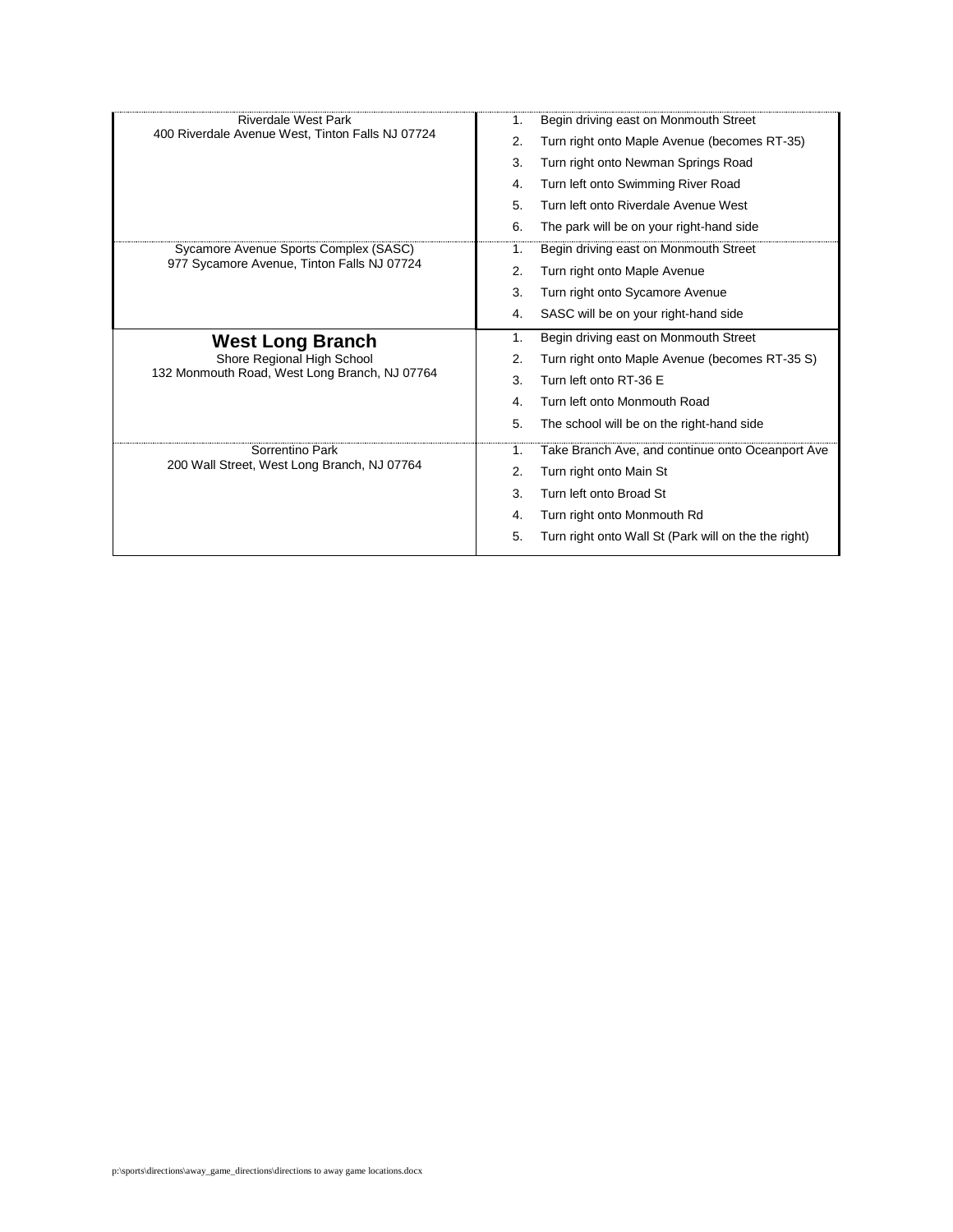| | |
|---|---|
| Riverdale West Park<br>400 Riverdale Avenue West, Tinton Falls NJ 07724 | 1. Begin driving east on Monmouth Street<br>2. Turn right onto Maple Avenue (becomes RT-35)<br>3. Turn right onto Newman Springs Road<br>4. Turn left onto Swimming River Road<br>5. Turn left onto Riverdale Avenue West<br>6. The park will be on your right-hand side |
| Sycamore Avenue Sports Complex (SASC)<br>977 Sycamore Avenue, Tinton Falls NJ 07724 | 1. Begin driving east on Monmouth Street<br>2. Turn right onto Maple Avenue<br>3. Turn right onto Sycamore Avenue<br>4. SASC will be on your right-hand side |
| **West Long Branch**<br>Shore Regional High School<br>132 Monmouth Road, West Long Branch, NJ 07764 | 1. Begin driving east on Monmouth Street<br>2. Turn right onto Maple Avenue (becomes RT-35 S)<br>3. Turn left onto RT-36 E<br>4. Turn left onto Monmouth Road<br>5. The school will be on the right-hand side |
| Sorrentino Park<br>200 Wall Street, West Long Branch, NJ 07764 | 1. Take Branch Ave, and continue onto Oceanport Ave<br>2. Turn right onto Main St<br>3. Turn left onto Broad St<br>4. Turn right onto Monmouth Rd<br>5. Turn right onto Wall St (Park will on the the right) |

p:\sports\directions\away_game_directions\directions to away game locations.docx